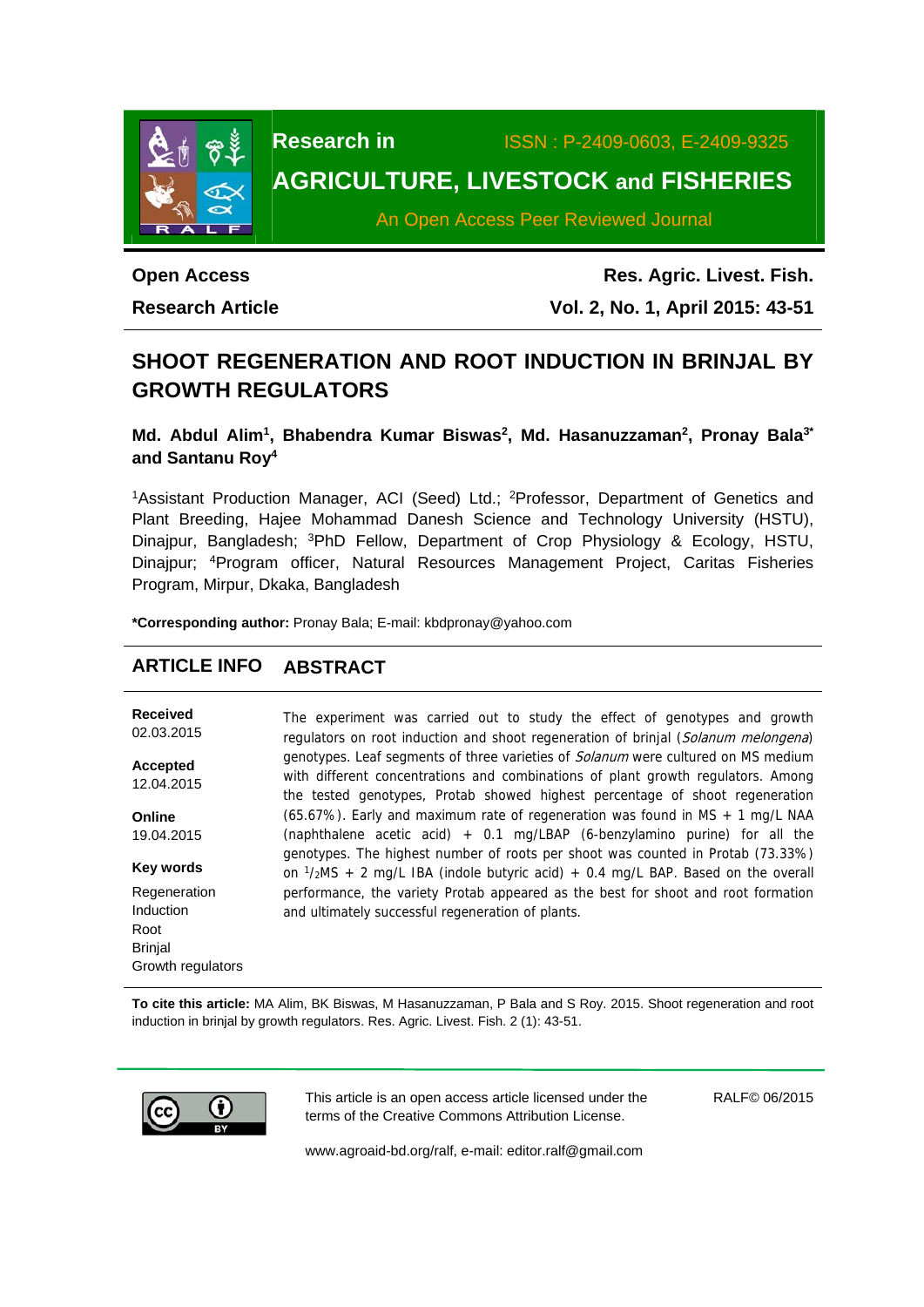**Research in** ISSN : P-2409-0603, E-2409-9325

**AGRICULTURE, LIVESTOCK and FISHERIES**

An Open Access Peer Reviewed Journal

**Open Access**
**Research Article**

**Res. Agric. Livest. Fish.**
**Vol. 2, No. 1, April 2015: 43-51**

# SHOOT REGENERATION AND ROOT INDUCTION IN BRINJAL BY GROWTH REGULATORS

**Md. Abdul Alim[1], Bhabendra Kumar Biswas[2], Md. Hasanuzzaman[2], Pronay Bala[3*] and Santanu Roy[4]**

[1]Assistant Production Manager, ACI (Seed) Ltd.; [2]Professor, Department of Genetics and Plant Breeding, Hajee Mohammad Danesh Science and Technology University (HSTU), Dinajpur, Bangladesh; [3]PhD Fellow, Department of Crop Physiology & Ecology, HSTU, Dinajpur; [4]Program officer, Natural Resources Management Project, Caritas Fisheries Program, Mirpur, Dkaka, Bangladesh

**\*Corresponding author:** Pronay Bala; E-mail: kbdpronay@yahoo.com

## ARTICLE INFO

**Received**
02.03.2015

**Accepted**
12.04.2015

**Online**
19.04.2015

**Key words**
Regeneration
Induction
Root
Brinjal
Growth regulators

## ABSTRACT

The experiment was carried out to study the effect of genotypes and growth regulators on root induction and shoot regeneration of brinjal (*Solanum melongena*) genotypes. Leaf segments of three varieties of *Solanum* were cultured on MS medium with different concentrations and combinations of plant growth regulators. Among the tested genotypes, Protab showed highest percentage of shoot regeneration (65.67%). Early and maximum rate of regeneration was found in MS + 1 mg/L NAA (naphthalene acetic acid) + 0.1 mg/LBAP (6-benzylamino purine) for all the genotypes. The highest number of roots per shoot was counted in Protab (73.33%) on $^{1}/_{2}$MS + 2 mg/L IBA (indole butyric acid) + 0.4 mg/L BAP. Based on the overall performance, the variety Protab appeared as the best for shoot and root formation and ultimately successful regeneration of plants.

**To cite this article:** MA Alim, BK Biswas, M Hasanuzzaman, P Bala and S Roy. 2015. Shoot regeneration and root induction in brinjal by growth regulators. Res. Agric. Livest. Fish. 2 (1): 43-51.

This article is an open access article licensed under the terms of the Creative Commons Attribution License.

RALF© 06/2015

www.agroaid-bd.org/ralf, e-mail: editor.ralf@gmail.com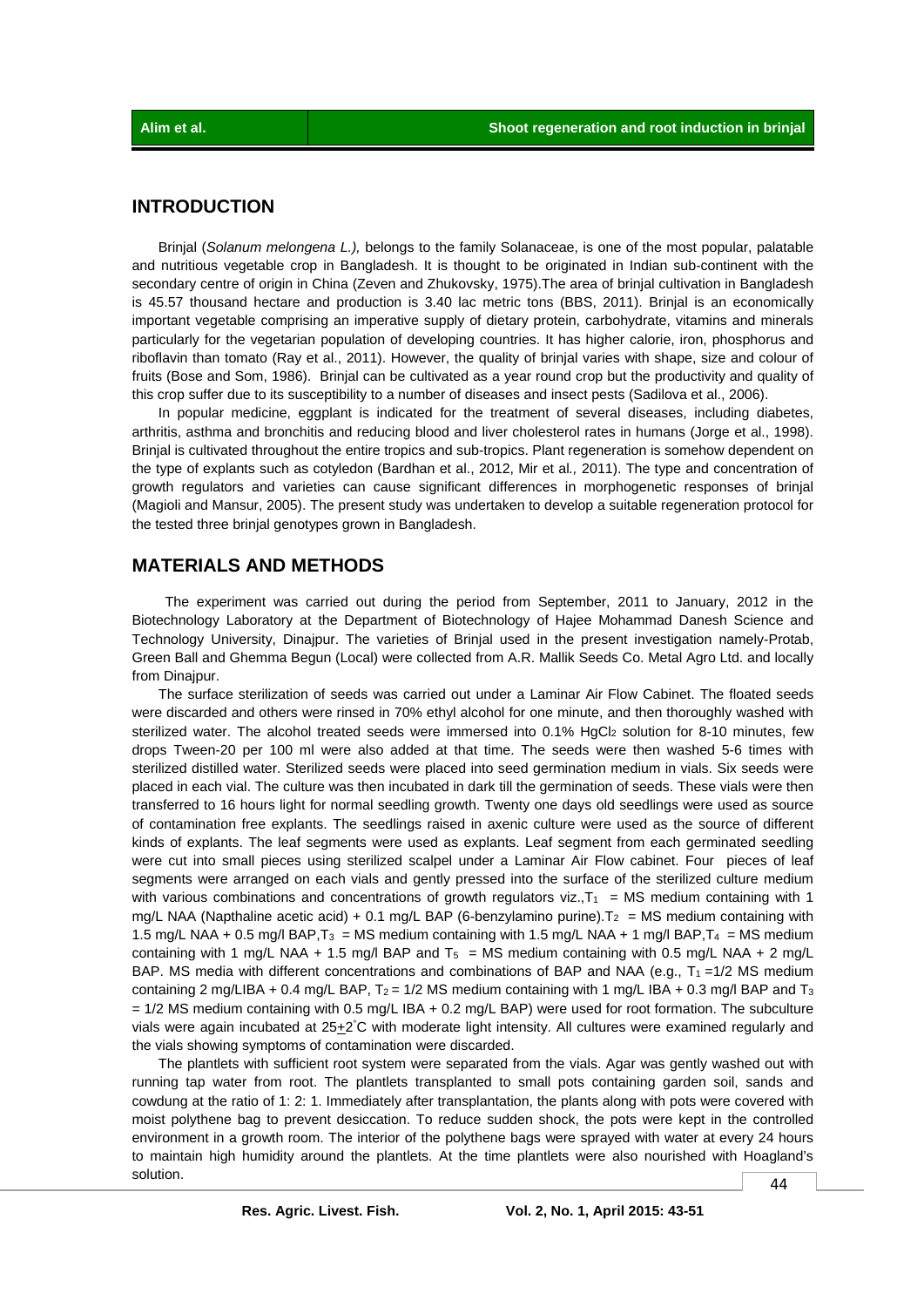## INTRODUCTION

Brinjal (*Solanum melongena L.),* belongs to the family Solanaceae, is one of the most popular, palatable and nutritious vegetable crop in Bangladesh. It is thought to be originated in Indian sub-continent with the secondary centre of origin in China (Zeven and Zhukovsky, 1975).The area of brinjal cultivation in Bangladesh is 45.57 thousand hectare and production is 3.40 lac metric tons (BBS, 2011). Brinjal is an economically important vegetable comprising an imperative supply of dietary protein, carbohydrate, vitamins and minerals particularly for the vegetarian population of developing countries. It has higher calorie, iron, phosphorus and riboflavin than tomato (Ray et al., 2011). However, the quality of brinjal varies with shape, size and colour of fruits (Bose and Som, 1986). Brinjal can be cultivated as a year round crop but the productivity and quality of this crop suffer due to its susceptibility to a number of diseases and insect pests (Sadilova et al., 2006).

In popular medicine, eggplant is indicated for the treatment of several diseases, including diabetes, arthritis, asthma and bronchitis and reducing blood and liver cholesterol rates in humans (Jorge et al., 1998). Brinjal is cultivated throughout the entire tropics and sub-tropics. Plant regeneration is somehow dependent on the type of explants such as cotyledon (Bardhan et al., 2012, Mir et al*.,* 2011). The type and concentration of growth regulators and varieties can cause significant differences in morphogenetic responses of brinjal (Magioli and Mansur, 2005). The present study was undertaken to develop a suitable regeneration protocol for the tested three brinjal genotypes grown in Bangladesh.

## MATERIALS AND METHODS

The experiment was carried out during the period from September, 2011 to January, 2012 in the Biotechnology Laboratory at the Department of Biotechnology of Hajee Mohammad Danesh Science and Technology University, Dinajpur. The varieties of Brinjal used in the present investigation namely-Protab, Green Ball and Ghemma Begun (Local) were collected from A.R. Mallik Seeds Co. Metal Agro Ltd. and locally from Dinajpur.

The surface sterilization of seeds was carried out under a Laminar Air Flow Cabinet. The floated seeds were discarded and others were rinsed in 70% ethyl alcohol for one minute, and then thoroughly washed with sterilized water. The alcohol treated seeds were immersed into 0.1% $HgCl_2$ solution for 8-10 minutes, few drops Tween-20 per 100 ml were also added at that time. The seeds were then washed 5-6 times with sterilized distilled water. Sterilized seeds were placed into seed germination medium in vials. Six seeds were placed in each vial. The culture was then incubated in dark till the germination of seeds. These vials were then transferred to 16 hours light for normal seedling growth. Twenty one days old seedlings were used as source of contamination free explants. The seedlings raised in axenic culture were used as the source of different kinds of explants. The leaf segments were used as explants. Leaf segment from each germinated seedling were cut into small pieces using sterilized scalpel under a Laminar Air Flow cabinet. Four pieces of leaf segments were arranged on each vials and gently pressed into the surface of the sterilized culture medium with various combinations and concentrations of growth regulators viz.,$T_1$ = MS medium containing with 1 mg/L NAA (Napthaline acetic acid) + 0.1 mg/L BAP (6-benzylamino purine).$T_2$ = MS medium containing with 1.5 mg/L NAA + 0.5 mg/l BAP,$T_3$ = MS medium containing with 1.5 mg/L NAA + 1 mg/l BAP,$T_4$ = MS medium containing with 1 mg/L NAA + 1.5 mg/l BAP and $T_5$ = MS medium containing with 0.5 mg/L NAA + 2 mg/L BAP. MS media with different concentrations and combinations of BAP and NAA (e.g., $T_1$ =1/2 MS medium containing 2 mg/LIBA + 0.4 mg/L BAP, $T_2$ = 1/2 MS medium containing with 1 mg/L IBA + 0.3 mg/l BAP and $T_3$ = 1/2 MS medium containing with 0.5 mg/L IBA + 0.2 mg/L BAP) were used for root formation. The subculture vials were again incubated at 25±2°C with moderate light intensity. All cultures were examined regularly and the vials showing symptoms of contamination were discarded.

The plantlets with sufficient root system were separated from the vials. Agar was gently washed out with running tap water from root. The plantlets transplanted to small pots containing garden soil, sands and cowdung at the ratio of 1: 2: 1. Immediately after transplantation, the plants along with pots were covered with moist polythene bag to prevent desiccation. To reduce sudden shock, the pots were kept in the controlled environment in a growth room. The interior of the polythene bags were sprayed with water at every 24 hours to maintain high humidity around the plantlets. At the time plantlets were also nourished with Hoagland's solution.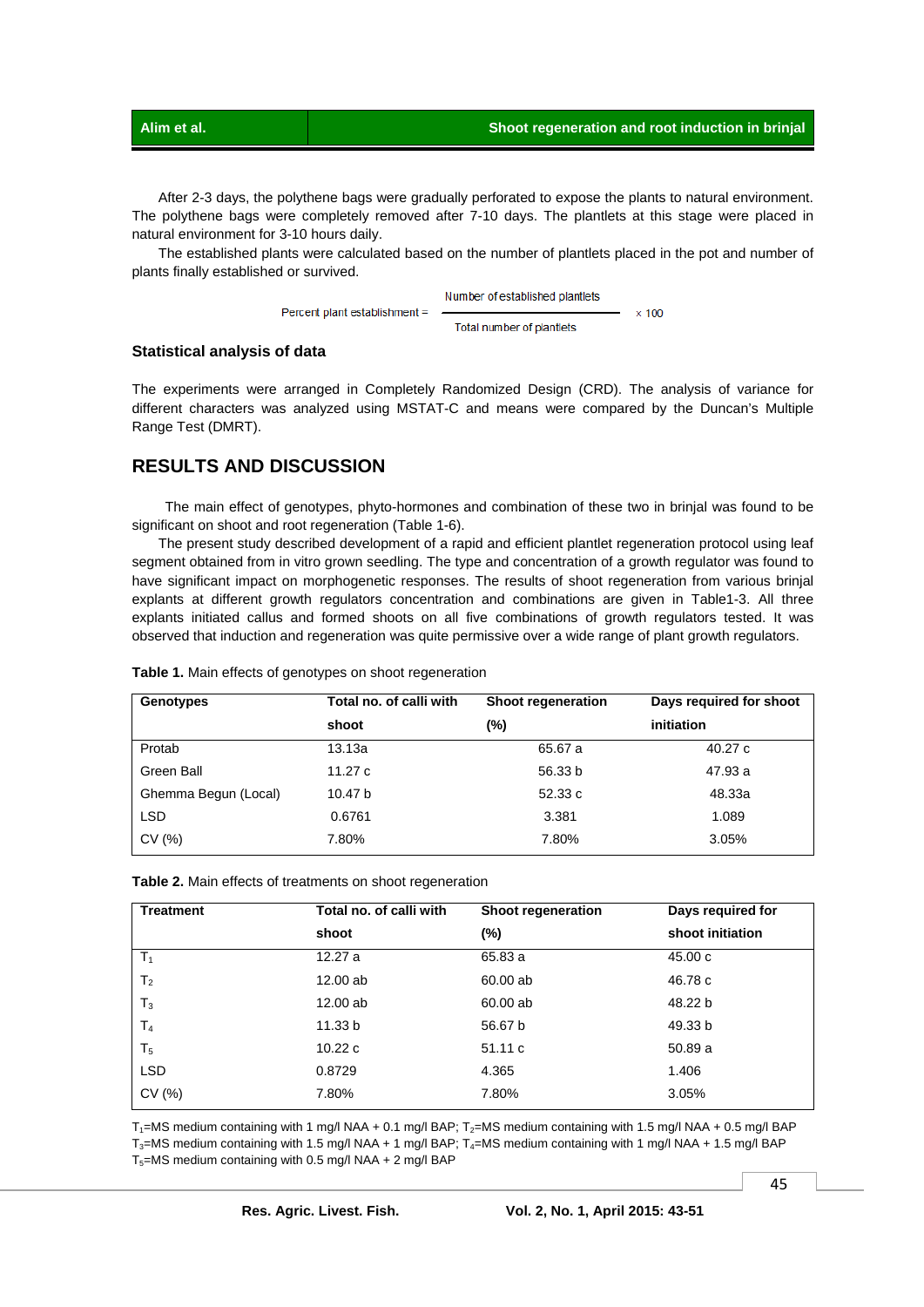After 2-3 days, the polythene bags were gradually perforated to expose the plants to natural environment. The polythene bags were completely removed after 7-10 days. The plantlets at this stage were placed in natural environment for 3-10 hours daily.

The established plants were calculated based on the number of plantlets placed in the pot and number of plants finally established or survived.

$$\text{Percent plant establishment} = \frac{\text{Number of established plantlets}}{\text{Total number of plantlets}} \times 100$$

### Statistical analysis of data

The experiments were arranged in Completely Randomized Design (CRD). The analysis of variance for different characters was analyzed using MSTAT-C and means were compared by the Duncan's Multiple Range Test (DMRT).

## RESULTS AND DISCUSSION

The main effect of genotypes, phyto-hormones and combination of these two in brinjal was found to be significant on shoot and root regeneration (Table 1-6).

The present study described development of a rapid and efficient plantlet regeneration protocol using leaf segment obtained from in vitro grown seedling. The type and concentration of a growth regulator was found to have significant impact on morphogenetic responses. The results of shoot regeneration from various brinjal explants at different growth regulators concentration and combinations are given in Table1-3. All three explants initiated callus and formed shoots on all five combinations of growth regulators tested. It was observed that induction and regeneration was quite permissive over a wide range of plant growth regulators.

**Table 1.** Main effects of genotypes on shoot regeneration

| Genotypes | Total no. of calli with shoot | Shoot regeneration (%) | Days required for shoot initiation |
|---|---|---|---|
| Protab | 13.13a | 65.67 a | 40.27 c |
| Green Ball | 11.27 c | 56.33 b | 47.93 a |
| Ghemma Begun (Local) | 10.47 b | 52.33 c | 48.33a |
| LSD | 0.6761 | 3.381 | 1.089 |
| CV (%) | 7.80% | 7.80% | 3.05% |

**Table 2.** Main effects of treatments on shoot regeneration

| Treatment | Total no. of calli with shoot | Shoot regeneration (%) | Days required for shoot initiation |
|---|---|---|---|
| $T_1$ | 12.27 a | 65.83 a | 45.00 c |
| $T_2$ | 12.00 ab | 60.00 ab | 46.78 c |
| $T_3$ | 12.00 ab | 60.00 ab | 48.22 b |
| $T_4$ | 11.33 b | 56.67 b | 49.33 b |
| $T_5$ | 10.22 c | 51.11 c | 50.89 a |
| LSD | 0.8729 | 4.365 | 1.406 |
| CV (%) | 7.80% | 7.80% | 3.05% |

$T_1$=MS medium containing with 1 mg/l NAA + 0.1 mg/l BAP; $T_2$=MS medium containing with 1.5 mg/l NAA + 0.5 mg/l BAP
$T_3$=MS medium containing with 1.5 mg/l NAA + 1 mg/l BAP; $T_4$=MS medium containing with 1 mg/l NAA + 1.5 mg/l BAP
$T_5$=MS medium containing with 0.5 mg/l NAA + 2 mg/l BAP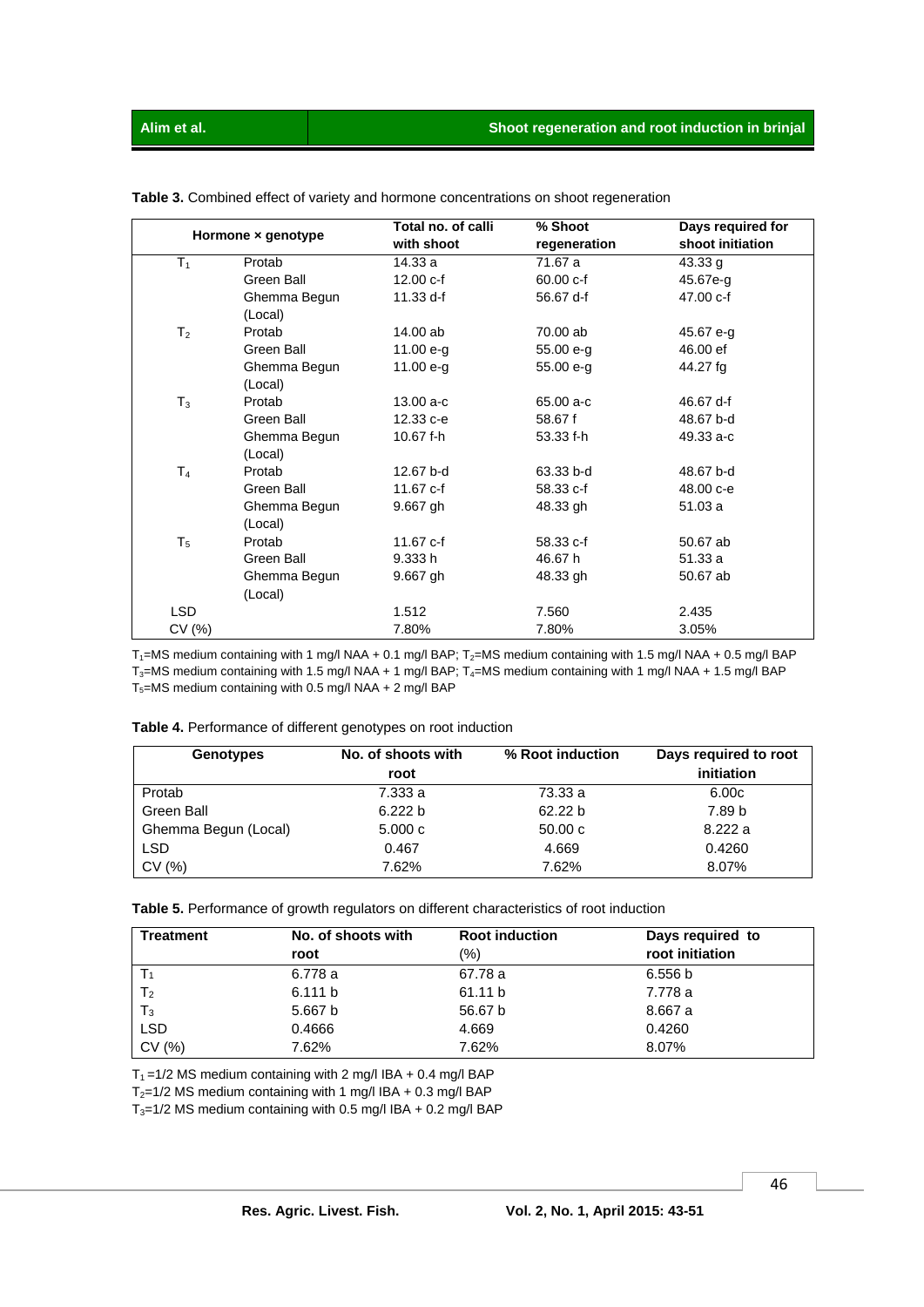**Table 3.** Combined effect of variety and hormone concentrations on shoot regeneration

| Hormone × genotype | | Total no. of calli with shoot | % Shoot regeneration | Days required for shoot initiation |
|---|---|---|---|---|
| $T_1$ | Protab | 14.33 a | 71.67 a | 43.33 g |
| | Green Ball | 12.00 c-f | 60.00 c-f | 45.67e-g |
| | Ghemma Begun (Local) | 11.33 d-f | 56.67 d-f | 47.00 c-f |
| $T_2$ | Protab | 14.00 ab | 70.00 ab | 45.67 e-g |
| | Green Ball | 11.00 e-g | 55.00 e-g | 46.00 ef |
| | Ghemma Begun (Local) | 11.00 e-g | 55.00 e-g | 44.27 fg |
| $T_3$ | Protab | 13.00 a-c | 65.00 a-c | 46.67 d-f |
| | Green Ball | 12.33 c-e | 58.67 f | 48.67 b-d |
| | Ghemma Begun (Local) | 10.67 f-h | 53.33 f-h | 49.33 a-c |
| $T_4$ | Protab | 12.67 b-d | 63.33 b-d | 48.67 b-d |
| | Green Ball | 11.67 c-f | 58.33 c-f | 48.00 c-e |
| | Ghemma Begun (Local) | 9.667 gh | 48.33 gh | 51.03 a |
| $T_5$ | Protab | 11.67 c-f | 58.33 c-f | 50.67 ab |
| | Green Ball | 9.333 h | 46.67 h | 51.33 a |
| | Ghemma Begun (Local) | 9.667 gh | 48.33 gh | 50.67 ab |
| LSD | | 1.512 | 7.560 | 2.435 |
| CV (%) | | 7.80% | 7.80% | 3.05% |

$T_1$=MS medium containing with 1 mg/l NAA + 0.1 mg/l BAP; $T_2$=MS medium containing with 1.5 mg/l NAA + 0.5 mg/l BAP $T_3$=MS medium containing with 1.5 mg/l NAA + 1 mg/l BAP; $T_4$=MS medium containing with 1 mg/l NAA + 1.5 mg/l BAP $T_5$=MS medium containing with 0.5 mg/l NAA + 2 mg/l BAP

**Table 4.** Performance of different genotypes on root induction

| Genotypes | No. of shoots with root | % Root induction | Days required to root initiation |
|---|---|---|---|
| Protab | 7.333 a | 73.33 a | 6.00c |
| Green Ball | 6.222 b | 62.22 b | 7.89 b |
| Ghemma Begun (Local) | 5.000 c | 50.00 c | 8.222 a |
| LSD | 0.467 | 4.669 | 0.4260 |
| CV (%) | 7.62% | 7.62% | 8.07% |

**Table 5.** Performance of growth regulators on different characteristics of root induction

| Treatment | No. of shoots with root | Root induction (%) | Days required to root initiation |
|---|---|---|---|
| $T_1$ | 6.778 a | 67.78 a | 6.556 b |
| $T_2$ | 6.111 b | 61.11 b | 7.778 a |
| $T_3$ | 5.667 b | 56.67 b | 8.667 a |
| LSD | 0.4666 | 4.669 | 0.4260 |
| CV (%) | 7.62% | 7.62% | 8.07% |

$T_1$ =1/2 MS medium containing with 2 mg/l IBA + 0.4 mg/l BAP

$T_2$=1/2 MS medium containing with 1 mg/l IBA + 0.3 mg/l BAP

$T_3$=1/2 MS medium containing with 0.5 mg/l IBA + 0.2 mg/l BAP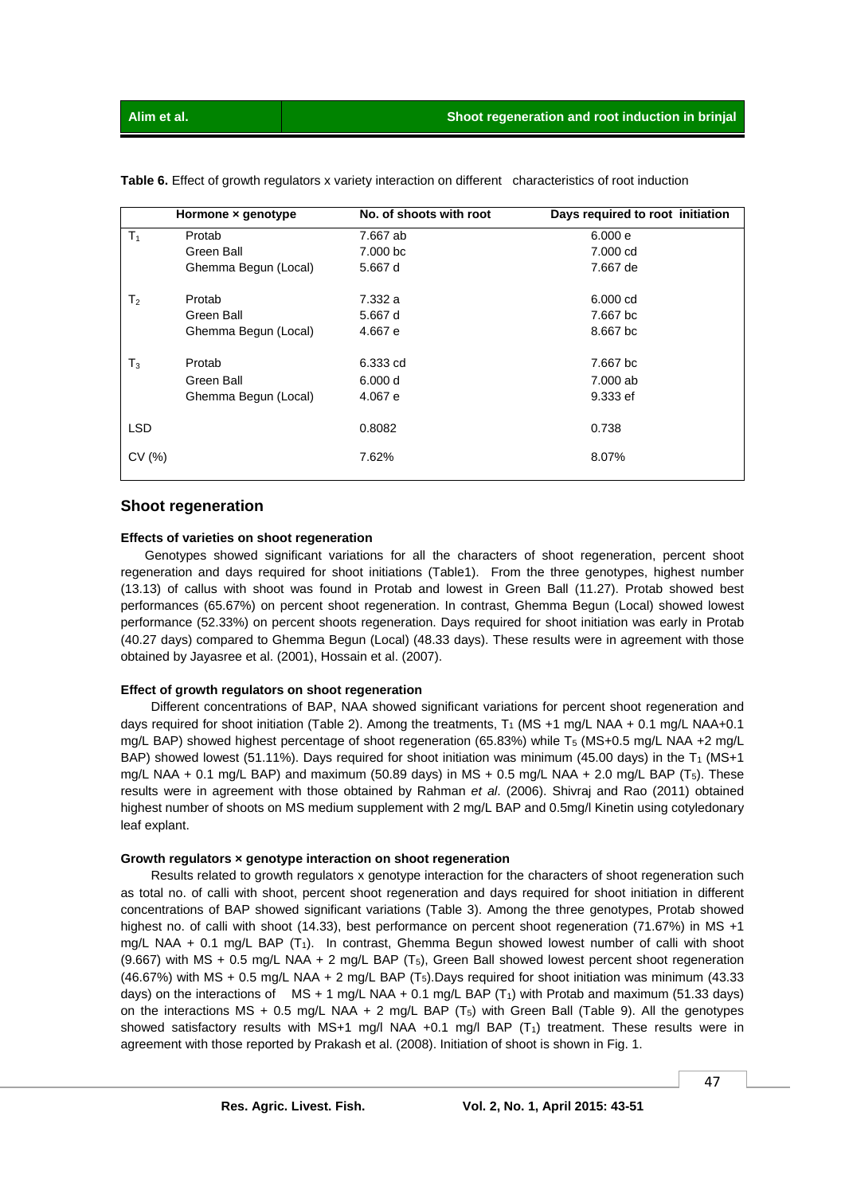**Table 6.** Effect of growth regulators x variety interaction on different characteristics of root induction

| Hormone × genotype | | No. of shoots with root | Days required to root initiation |
|---|---|---|---|
| $T_1$ | Protab | 7.667 ab | 6.000 e |
| | Green Ball | 7.000 bc | 7.000 cd |
| | Ghemma Begun (Local) | 5.667 d | 7.667 de |
| $T_2$ | Protab | 7.332 a | 6.000 cd |
| | Green Ball | 5.667 d | 7.667 bc |
| | Ghemma Begun (Local) | 4.667 e | 8.667 bc |
| $T_3$ | Protab | 6.333 cd | 7.667 bc |
| | Green Ball | 6.000 d | 7.000 ab |
| | Ghemma Begun (Local) | 4.067 e | 9.333 ef |
| LSD | | 0.8082 | 0.738 |
| CV (%) | | 7.62% | 8.07% |

## Shoot regeneration

### Effects of varieties on shoot regeneration

Genotypes showed significant variations for all the characters of shoot regeneration, percent shoot regeneration and days required for shoot initiations (Table1). From the three genotypes, highest number (13.13) of callus with shoot was found in Protab and lowest in Green Ball (11.27). Protab showed best performances (65.67%) on percent shoot regeneration. In contrast, Ghemma Begun (Local) showed lowest performance (52.33%) on percent shoots regeneration. Days required for shoot initiation was early in Protab (40.27 days) compared to Ghemma Begun (Local) (48.33 days). These results were in agreement with those obtained by Jayasree et al. (2001), Hossain et al. (2007).

### Effect of growth regulators on shoot regeneration

Different concentrations of BAP, NAA showed significant variations for percent shoot regeneration and days required for shoot initiation (Table 2). Among the treatments, $T_1$ (MS +1 mg/L NAA + 0.1 mg/L NAA+0.1 mg/L BAP) showed highest percentage of shoot regeneration (65.83%) while $T_5$ (MS+0.5 mg/L NAA +2 mg/L BAP) showed lowest (51.11%). Days required for shoot initiation was minimum (45.00 days) in the $T_1$ (MS+1 mg/L NAA + 0.1 mg/L BAP) and maximum (50.89 days) in MS + 0.5 mg/L NAA + 2.0 mg/L BAP ($T_5$). These results were in agreement with those obtained by Rahman *et al*. (2006). Shivraj and Rao (2011) obtained highest number of shoots on MS medium supplement with 2 mg/L BAP and 0.5mg/l Kinetin using cotyledonary leaf explant.

### Growth regulators × genotype interaction on shoot regeneration

Results related to growth regulators x genotype interaction for the characters of shoot regeneration such as total no. of calli with shoot, percent shoot regeneration and days required for shoot initiation in different concentrations of BAP showed significant variations (Table 3). Among the three genotypes, Protab showed highest no. of calli with shoot (14.33), best performance on percent shoot regeneration (71.67%) in MS +1 mg/L NAA + 0.1 mg/L BAP ($T_1$). In contrast, Ghemma Begun showed lowest number of calli with shoot (9.667) with MS + 0.5 mg/L NAA + 2 mg/L BAP ($T_5$), Green Ball showed lowest percent shoot regeneration (46.67%) with MS + 0.5 mg/L NAA + 2 mg/L BAP ($T_5$).Days required for shoot initiation was minimum (43.33 days) on the interactions of MS + 1 mg/L NAA + 0.1 mg/L BAP ($T_1$) with Protab and maximum (51.33 days) on the interactions MS + 0.5 mg/L NAA + 2 mg/L BAP ($T_5$) with Green Ball (Table 9). All the genotypes showed satisfactory results with MS+1 mg/l NAA +0.1 mg/l BAP ($T_1$) treatment. These results were in agreement with those reported by Prakash et al. (2008). Initiation of shoot is shown in Fig. 1.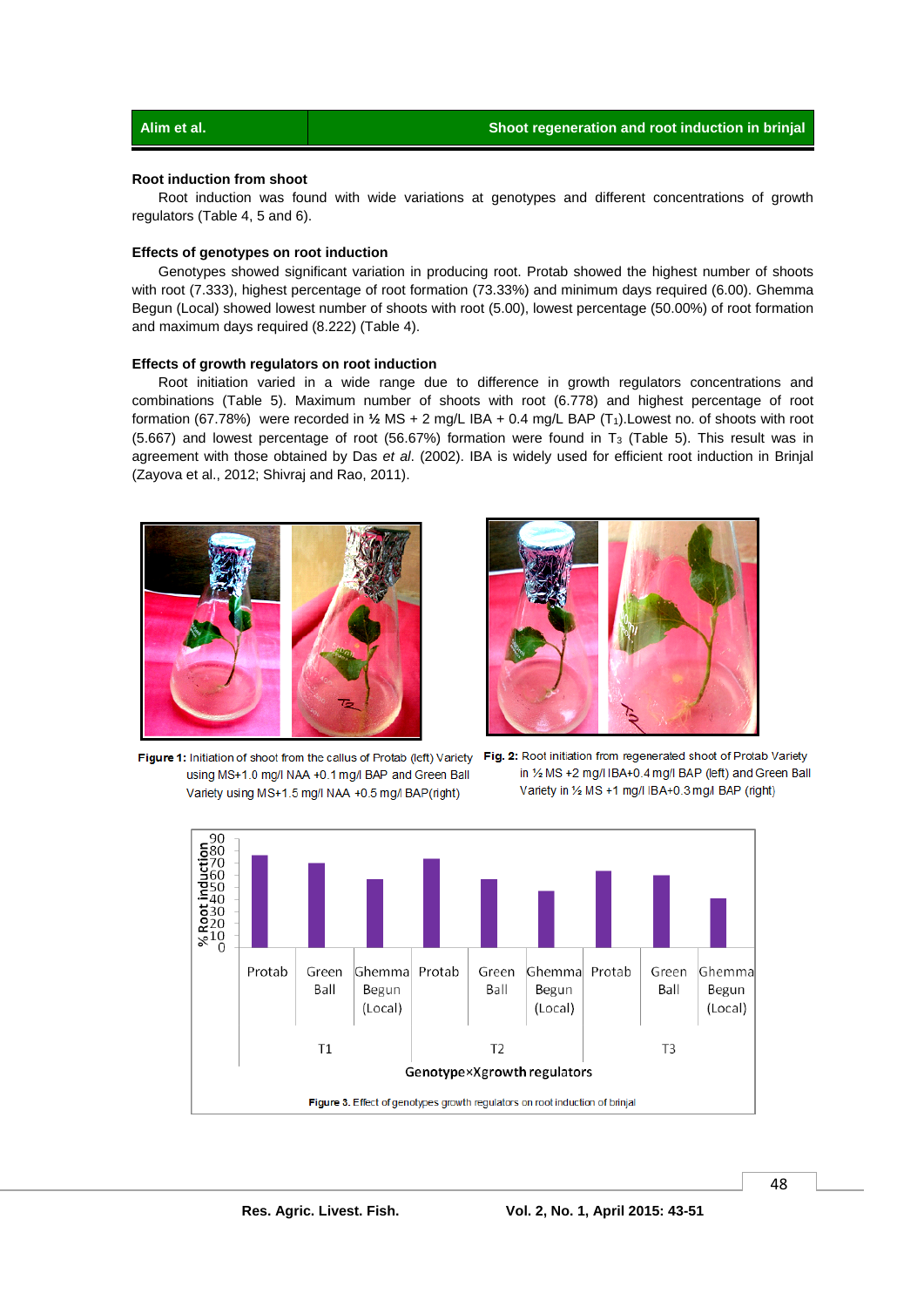#### Root induction from shoot

Root induction was found with wide variations at genotypes and different concentrations of growth regulators (Table 4, 5 and 6).

#### Effects of genotypes on root induction

Genotypes showed significant variation in producing root. Protab showed the highest number of shoots with root (7.333), highest percentage of root formation (73.33%) and minimum days required (6.00). Ghemma Begun (Local) showed lowest number of shoots with root (5.00), lowest percentage (50.00%) of root formation and maximum days required (8.222) (Table 4).

#### Effects of growth regulators on root induction

Root initiation varied in a wide range due to difference in growth regulators concentrations and combinations (Table 5). Maximum number of shoots with root (6.778) and highest percentage of root formation (67.78%) were recorded in ½ MS + 2 mg/L IBA + 0.4 mg/L BAP ($T_1$).Lowest no. of shoots with root (5.667) and lowest percentage of root (56.67%) formation were found in $T_3$ (Table 5). This result was in agreement with those obtained by Das *et al*. (2002). IBA is widely used for efficient root induction in Brinjal (Zayova et al., 2012; Shivraj and Rao, 2011).

**Figure 1:** Initiation of shoot from the callus of Protab (left) Variety using MS+1.0 mg/l NAA +0.1 mg/l BAP and Green Ball Variety using MS+1.5 mg/l NAA +0.5 mg/l BAP(right)

**Fig. 2:** Root initiation from regenerated shoot of Protab Variety in ½ MS +2 mg/l IBA+0.4 mg/l BAP (left) and Green Ball Variety in ½ MS +1 mg/l IBA+0.3 mg/l BAP (right)

**Figure 3.** Effect of genotypes growth regulators on root induction of brinjal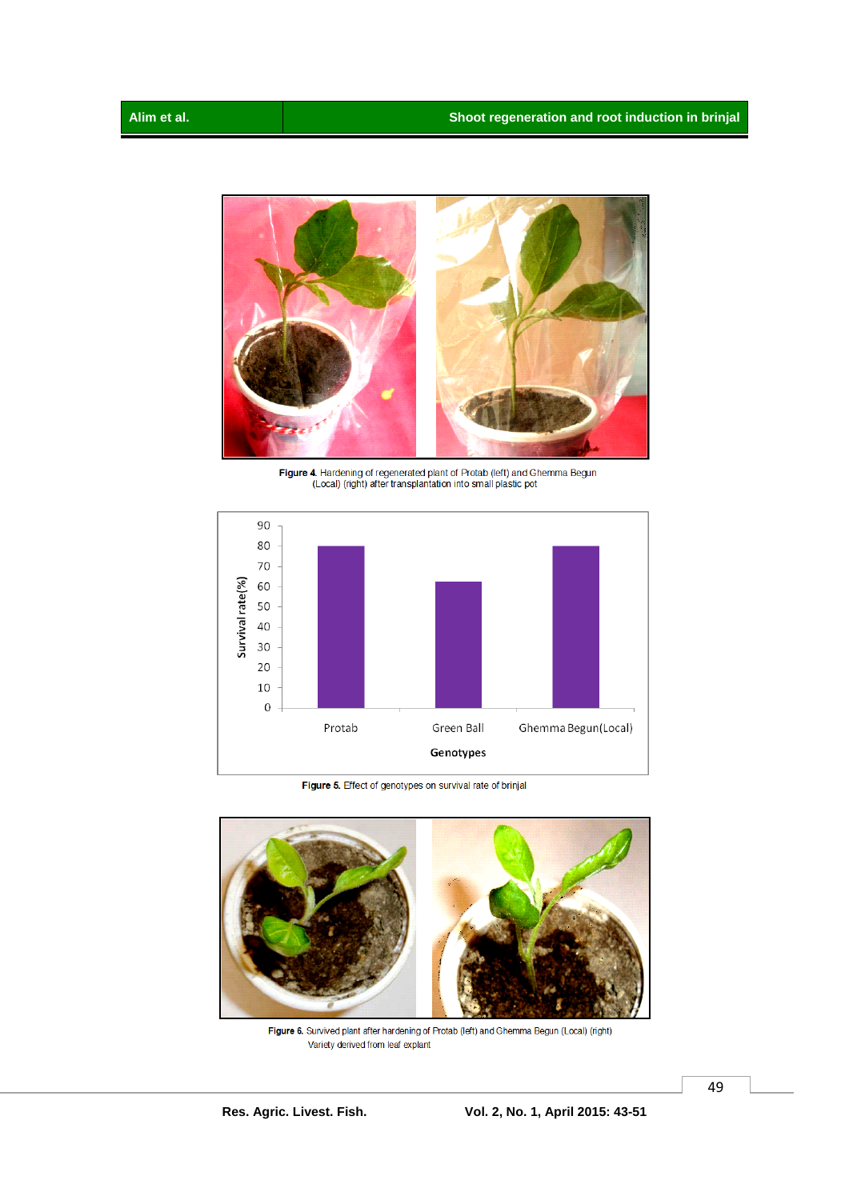Figure 4. Hardening of regenerated plant of Protab (left) and Ghemma Begun (Local) (right) after transplantation into small plastic pot

Figure 5. Effect of genotypes on survival rate of brinjal

Figure 6. Survived plant after hardening of Protab (left) and Ghemma Begun (Local) (right) Variety derived from leaf explant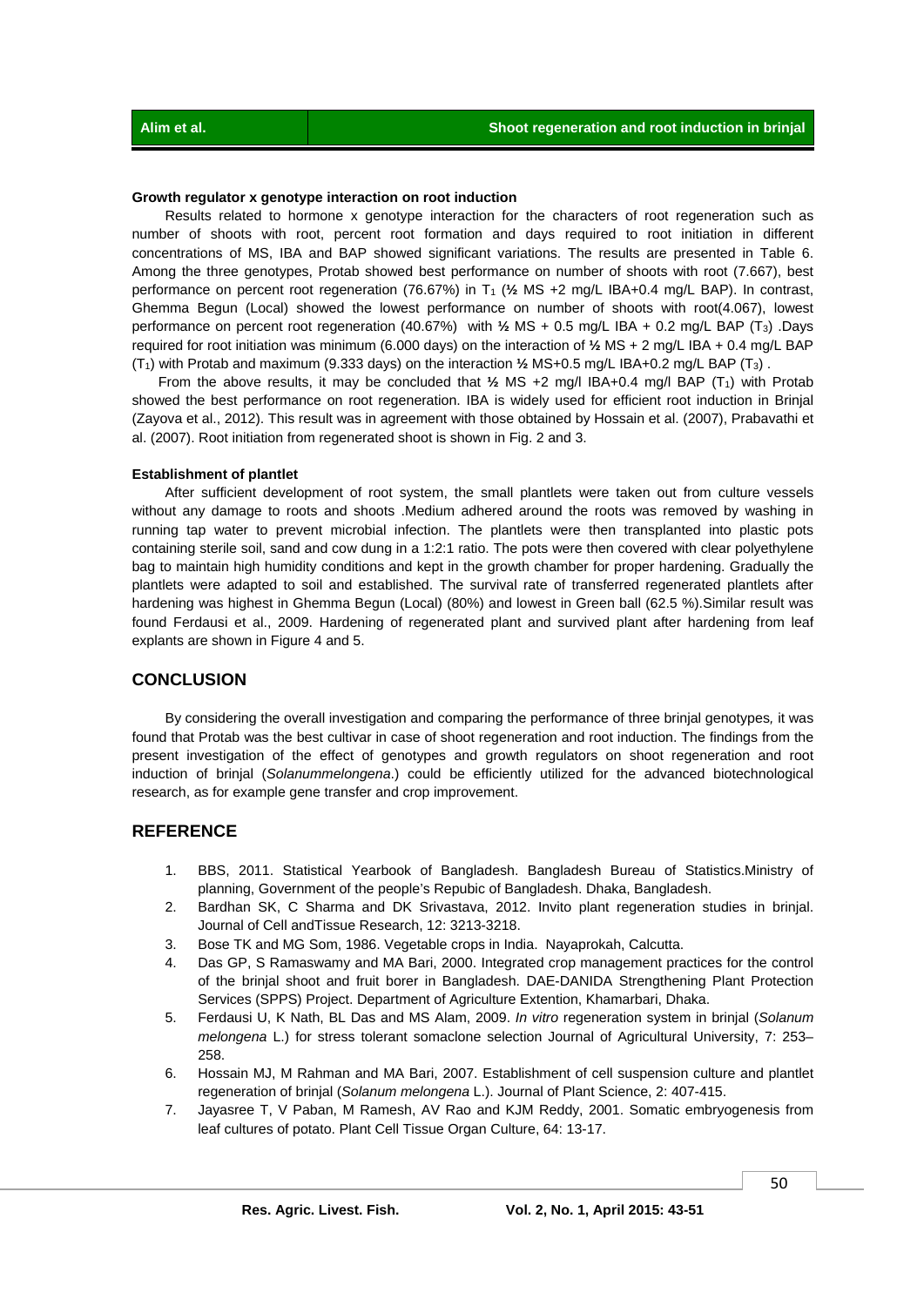**Growth regulator x genotype interaction on root induction**

Results related to hormone x genotype interaction for the characters of root regeneration such as number of shoots with root, percent root formation and days required to root initiation in different concentrations of MS, IBA and BAP showed significant variations. The results are presented in Table 6. Among the three genotypes, Protab showed best performance on number of shoots with root (7.667), best performance on percent root regeneration (76.67%) in $T_1$ (½ MS +2 mg/L IBA+0.4 mg/L BAP). In contrast, Ghemma Begun (Local) showed the lowest performance on number of shoots with root(4.067), lowest performance on percent root regeneration (40.67%) with ½ MS + 0.5 mg/L IBA + 0.2 mg/L BAP ($T_3$) .Days required for root initiation was minimum (6.000 days) on the interaction of ½ MS + 2 mg/L IBA + 0.4 mg/L BAP ($T_1$) with Protab and maximum (9.333 days) on the interaction ½ MS+0.5 mg/L IBA+0.2 mg/L BAP ($T_3$) .

From the above results, it may be concluded that ½ MS +2 mg/l IBA+0.4 mg/l BAP ($T_1$) with Protab showed the best performance on root regeneration. IBA is widely used for efficient root induction in Brinjal (Zayova et al., 2012). This result was in agreement with those obtained by Hossain et al. (2007), Prabavathi et al. (2007). Root initiation from regenerated shoot is shown in Fig. 2 and 3.

**Establishment of plantlet**

After sufficient development of root system, the small plantlets were taken out from culture vessels without any damage to roots and shoots .Medium adhered around the roots was removed by washing in running tap water to prevent microbial infection. The plantlets were then transplanted into plastic pots containing sterile soil, sand and cow dung in a 1:2:1 ratio. The pots were then covered with clear polyethylene bag to maintain high humidity conditions and kept in the growth chamber for proper hardening. Gradually the plantlets were adapted to soil and established. The survival rate of transferred regenerated plantlets after hardening was highest in Ghemma Begun (Local) (80%) and lowest in Green ball (62.5 %).Similar result was found Ferdausi et al., 2009. Hardening of regenerated plant and survived plant after hardening from leaf explants are shown in Figure 4 and 5.

## CONCLUSION

By considering the overall investigation and comparing the performance of three brinjal genotypes*,* it was found that Protab was the best cultivar in case of shoot regeneration and root induction. The findings from the present investigation of the effect of genotypes and growth regulators on shoot regeneration and root induction of brinjal (*Solanummelongena*.) could be efficiently utilized for the advanced biotechnological research, as for example gene transfer and crop improvement.

## REFERENCE

1. BBS, 2011. Statistical Yearbook of Bangladesh. Bangladesh Bureau of Statistics.Ministry of planning, Government of the people's Repubic of Bangladesh. Dhaka, Bangladesh.
2. Bardhan SK, C Sharma and DK Srivastava, 2012. Invito plant regeneration studies in brinjal. Journal of Cell andTissue Research, 12: 3213-3218.
3. Bose TK and MG Som, 1986. Vegetable crops in India. Nayaprokah, Calcutta.
4. Das GP, S Ramaswamy and MA Bari, 2000. Integrated crop management practices for the control of the brinjal shoot and fruit borer in Bangladesh. DAE-DANIDA Strengthening Plant Protection Services (SPPS) Project. Department of Agriculture Extention, Khamarbari, Dhaka.
5. Ferdausi U, K Nath, BL Das and MS Alam, 2009. *In vitro* regeneration system in brinjal (*Solanum melongena* L.) for stress tolerant somaclone selection Journal of Agricultural University, 7: 253–258.
6. Hossain MJ, M Rahman and MA Bari, 2007. Establishment of cell suspension culture and plantlet regeneration of brinjal (*Solanum melongena* L.). Journal of Plant Science, 2: 407-415.
7. Jayasree T, V Paban, M Ramesh, AV Rao and KJM Reddy, 2001. Somatic embryogenesis from leaf cultures of potato. Plant Cell Tissue Organ Culture, 64: 13-17.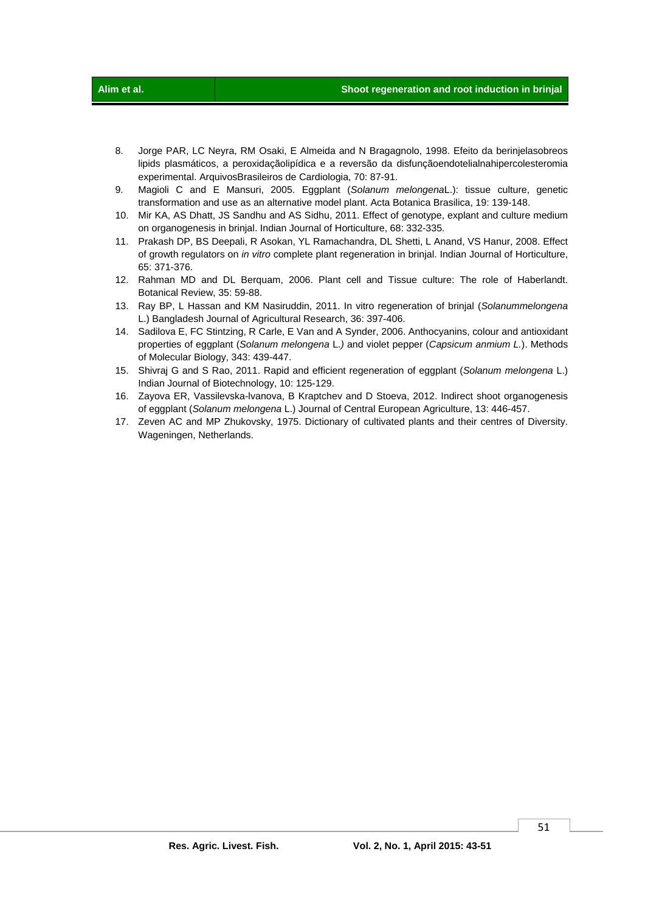8. Jorge PAR, LC Neyra, RM Osaki, E Almeida and N Bragagnolo, 1998. Efeito da berinjelasobreos lipids plasmáticos, a peroxidaçãolipídica e a reversão da disfunçãoendotelialnahipercolesteromia experimental. ArquivosBrasileiros de Cardiologia, 70: 87-91.
9. Magioli C and E Mansuri, 2005. Eggplant (*Solanum melongena*L.): tissue culture, genetic transformation and use as an alternative model plant. Acta Botanica Brasilica, 19: 139-148.
10. Mir KA, AS Dhatt, JS Sandhu and AS Sidhu, 2011. Effect of genotype, explant and culture medium on organogenesis in brinjal. Indian Journal of Horticulture, 68: 332-335.
11. Prakash DP, BS Deepali, R Asokan, YL Ramachandra, DL Shetti, L Anand, VS Hanur, 2008. Effect of growth regulators on *in vitro* complete plant regeneration in brinjal. Indian Journal of Horticulture, 65: 371-376.
12. Rahman MD and DL Berquam, 2006. Plant cell and Tissue culture: The role of Haberlandt. Botanical Review, 35: 59-88.
13. Ray BP, L Hassan and KM Nasiruddin, 2011. In vitro regeneration of brinjal (*Solanummelongena* L.) Bangladesh Journal of Agricultural Research, 36: 397-406.
14. Sadilova E, FC Stintzing, R Carle, E Van and A Synder, 2006. Anthocyanins, colour and antioxidant properties of eggplant (*Solanum melongena* L.) and violet pepper (*Capsicum anmium L.*). Methods of Molecular Biology, 343: 439-447.
15. Shivraj G and S Rao, 2011. Rapid and efficient regeneration of eggplant (*Solanum melongena* L.) Indian Journal of Biotechnology, 10: 125-129.
16. Zayova ER, Vassilevska-Ivanova, B Kraptchev and D Stoeva, 2012. Indirect shoot organogenesis of eggplant (*Solanum melongena* L.) Journal of Central European Agriculture, 13: 446-457.
17. Zeven AC and MP Zhukovsky, 1975. Dictionary of cultivated plants and their centres of Diversity. Wageningen, Netherlands.